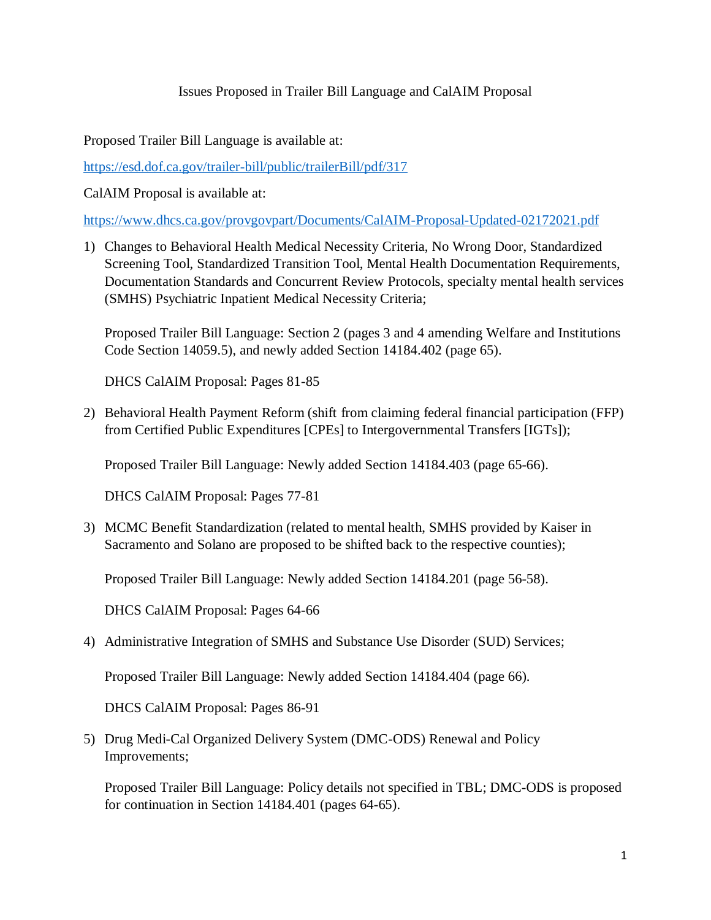# Issues Proposed in Trailer Bill Language and CalAIM Proposal

Proposed Trailer Bill Language is available at:

https://esd.dof.ca.gov/trailer-bill/public/trailerBill/pdf/317

CalAIM Proposal is available at:

https://www.dhcs.ca.gov/provgovpart/Documents/CalAIM-Proposal-Updated-02172021.pdf

1) Changes to Behavioral Health Medical Necessity Criteria, No Wrong Door, Standardized Screening Tool, Standardized Transition Tool, Mental Health Documentation Requirements, Documentation Standards and Concurrent Review Protocols, specialty mental health services (SMHS) Psychiatric Inpatient Medical Necessity Criteria;

   Proposed Trailer Bill Language: Section 2 (pages 3 and 4 amending Welfare and Institutions Code Section 14059.5), and newly added Section 14184.402 (page 65).

   DHCS CalAIM Proposal: Pages 81-85

2) Behavioral Health Payment Reform (shift from claiming federal financial participation (FFP) from Certified Public Expenditures [CPEs] to Intergovernmental Transfers [IGTs]);

   Proposed Trailer Bill Language: Newly added Section 14184.403 (page 65-66).

   DHCS CalAIM Proposal: Pages 77-81

3) MCMC Benefit Standardization (related to mental health, SMHS provided by Kaiser in Sacramento and Solano are proposed to be shifted back to the respective counties);

   Proposed Trailer Bill Language: Newly added Section 14184.201 (page 56-58).

   DHCS CalAIM Proposal: Pages 64-66

4) Administrative Integration of SMHS and Substance Use Disorder (SUD) Services;

   Proposed Trailer Bill Language: Newly added Section 14184.404 (page 66).

   DHCS CalAIM Proposal: Pages 86-91

5) Drug Medi-Cal Organized Delivery System (DMC-ODS) Renewal and Policy Improvements;

   Proposed Trailer Bill Language: Policy details not specified in TBL; DMC-ODS is proposed for continuation in Section 14184.401 (pages 64-65).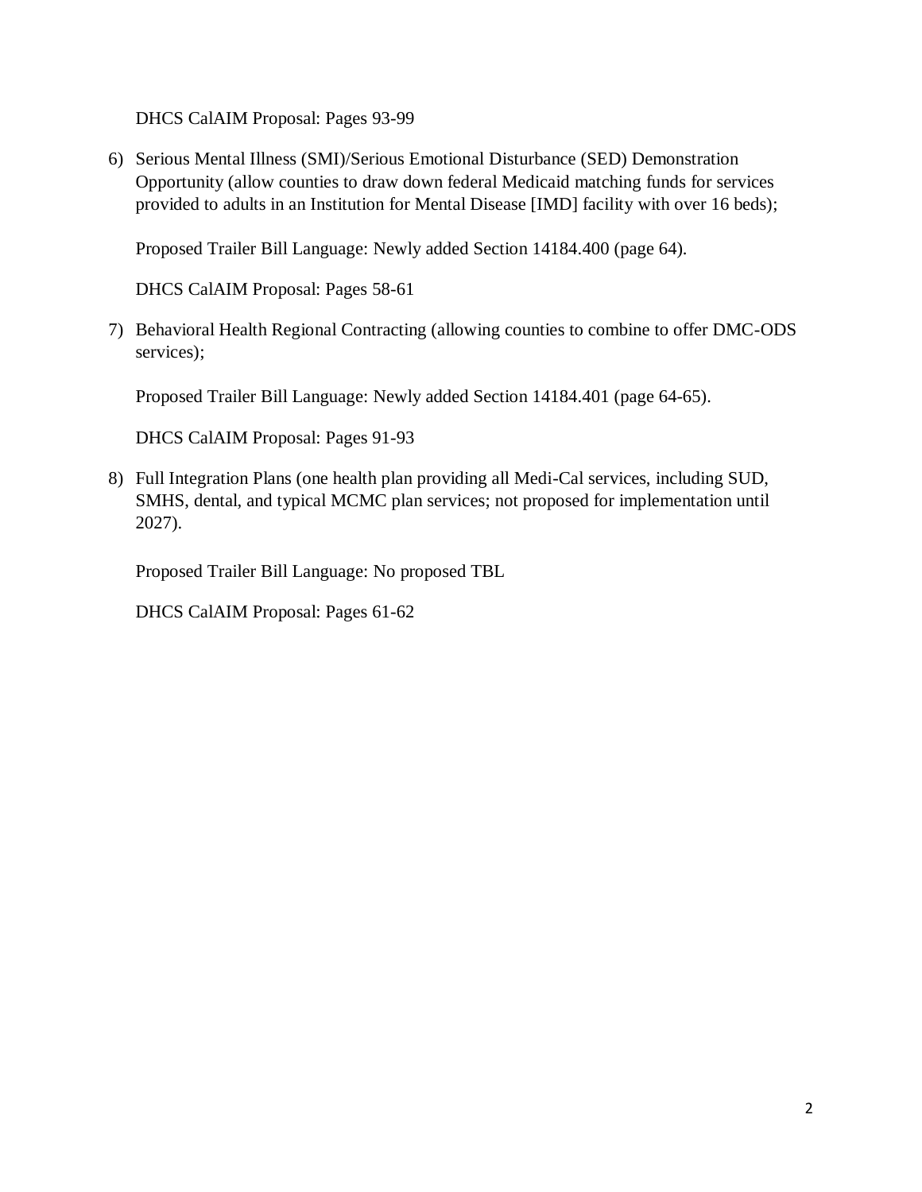DHCS CalAIM Proposal: Pages 93-99

6) Serious Mental Illness (SMI)/Serious Emotional Disturbance (SED) Demonstration Opportunity (allow counties to draw down federal Medicaid matching funds for services provided to adults in an Institution for Mental Disease [IMD] facility with over 16 beds);

   Proposed Trailer Bill Language: Newly added Section 14184.400 (page 64).

   DHCS CalAIM Proposal: Pages 58-61

7) Behavioral Health Regional Contracting (allowing counties to combine to offer DMC-ODS services);

   Proposed Trailer Bill Language: Newly added Section 14184.401 (page 64-65).

   DHCS CalAIM Proposal: Pages 91-93

8) Full Integration Plans (one health plan providing all Medi-Cal services, including SUD, SMHS, dental, and typical MCMC plan services; not proposed for implementation until 2027).

   Proposed Trailer Bill Language: No proposed TBL

   DHCS CalAIM Proposal: Pages 61-62